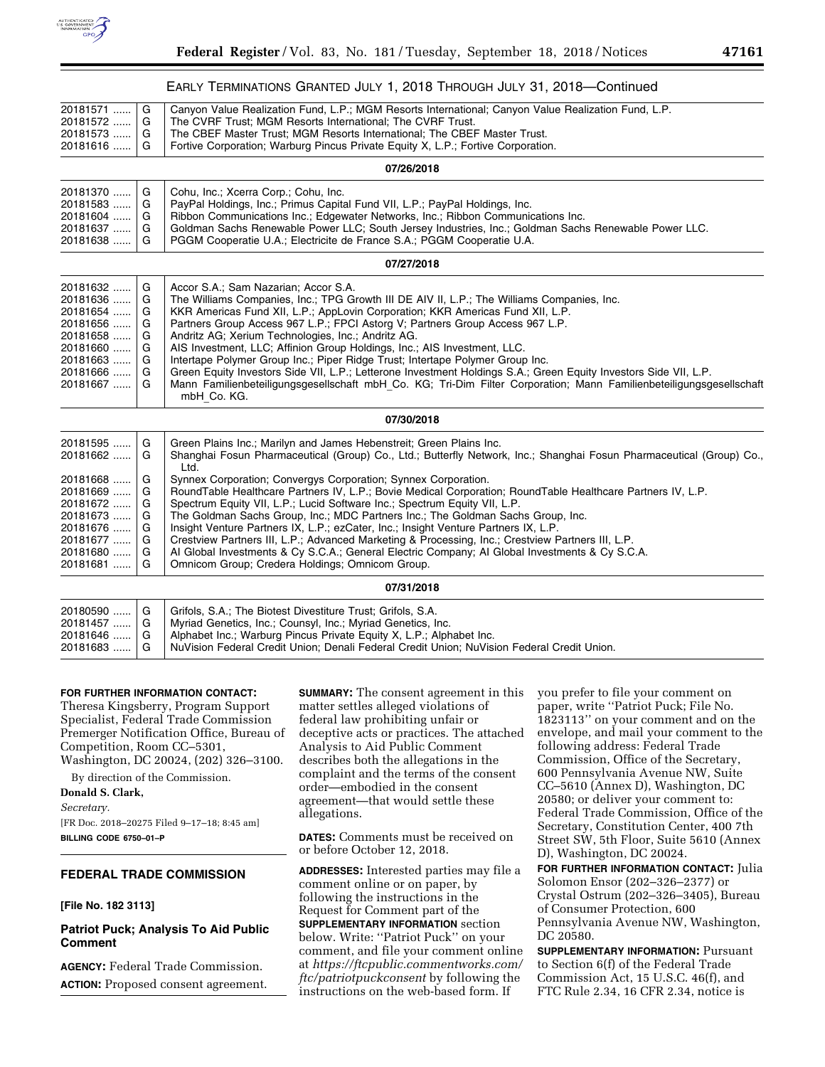EARLY TERMINATIONS GRANTED JULY 1, 2018 THROUGH JULY 31, 2018—Continued

| | | |
|---|---|---|
| 20181571 ...... | G | Canyon Value Realization Fund, L.P.; MGM Resorts International; Canyon Value Realization Fund, L.P. |
| 20181572 ...... | G | The CVRF Trust; MGM Resorts International; The CVRF Trust. |
| 20181573 ...... | G | The CBEF Master Trust; MGM Resorts International; The CBEF Master Trust. |
| 20181616 ...... | G | Fortive Corporation; Warburg Pincus Private Equity X, L.P.; Fortive Corporation. |
| | | **07/26/2018** |
| 20181370 ...... | G | Cohu, Inc.; Xcerra Corp.; Cohu, Inc. |
| 20181583 ...... | G | PayPal Holdings, Inc.; Primus Capital Fund VII, L.P.; PayPal Holdings, Inc. |
| 20181604 ...... | G | Ribbon Communications Inc.; Edgewater Networks, Inc.; Ribbon Communications Inc. |
| 20181637 ...... | G | Goldman Sachs Renewable Power LLC; South Jersey Industries, Inc.; Goldman Sachs Renewable Power LLC. |
| 20181638 ...... | G | PGGM Cooperatie U.A.; Electricite de France S.A.; PGGM Cooperatie U.A. |
| | | **07/27/2018** |
| 20181632 ...... | G | Accor S.A.; Sam Nazarian; Accor S.A. |
| 20181636 ...... | G | The Williams Companies, Inc.; TPG Growth III DE AIV II, L.P.; The Williams Companies, Inc. |
| 20181654 ...... | G | KKR Americas Fund XII, L.P.; AppLovin Corporation; KKR Americas Fund XII, L.P. |
| 20181656 ...... | G | Partners Group Access 967 L.P.; FPCI Astorg V; Partners Group Access 967 L.P. |
| 20181658 ...... | G | Andritz AG; Xerium Technologies, Inc.; Andritz AG. |
| 20181660 ...... | G | AIS Investment, LLC; Affinion Group Holdings, Inc.; AIS Investment, LLC. |
| 20181663 ...... | G | Intertape Polymer Group Inc.; Piper Ridge Trust; Intertape Polymer Group Inc. |
| 20181666 ...... | G | Green Equity Investors Side VII, L.P.; Letterone Investment Holdings S.A.; Green Equity Investors Side VII, L.P. |
| 20181667 ...... | G | Mann Familienbeteiligungsgesellschaft mbH_Co. KG; Tri-Dim Filter Corporation; Mann Familienbeteiligungsgesellschaft mbH_Co. KG. |
| | | **07/30/2018** |
| 20181595 ...... | G | Green Plains Inc.; Marilyn and James Hebenstreit; Green Plains Inc. |
| 20181662 ...... | G | Shanghai Fosun Pharmaceutical (Group) Co., Ltd.; Butterfly Network, Inc.; Shanghai Fosun Pharmaceutical (Group) Co., Ltd. |
| 20181668 ...... | G | Synnex Corporation; Convergys Corporation; Synnex Corporation. |
| 20181669 ...... | G | RoundTable Healthcare Partners IV, L.P.; Bovie Medical Corporation; RoundTable Healthcare Partners IV, L.P. |
| 20181672 ...... | G | Spectrum Equity VII, L.P.; Lucid Software Inc.; Spectrum Equity VII, L.P. |
| 20181673 ...... | G | The Goldman Sachs Group, Inc.; MDC Partners Inc.; The Goldman Sachs Group, Inc. |
| 20181676 ...... | G | Insight Venture Partners IX, L.P.; ezCater, Inc.; Insight Venture Partners IX, L.P. |
| 20181677 ...... | G | Crestview Partners III, L.P.; Advanced Marketing & Processing, Inc.; Crestview Partners III, L.P. |
| 20181680 ...... | G | AI Global Investments & Cy S.C.A.; General Electric Company; AI Global Investments & Cy S.C.A. |
| 20181681 ...... | G | Omnicom Group; Credera Holdings; Omnicom Group. |
| | | **07/31/2018** |
| 20180590 ...... | G | Grifols, S.A.; The Biotest Divestiture Trust; Grifols, S.A. |
| 20181457 ...... | G | Myriad Genetics, Inc.; Counsyl, Inc.; Myriad Genetics, Inc. |
| 20181646 ...... | G | Alphabet Inc.; Warburg Pincus Private Equity X, L.P.; Alphabet Inc. |
| 20181683 ...... | G | NuVision Federal Credit Union; Denali Federal Credit Union; NuVision Federal Credit Union. |

**FOR FURTHER INFORMATION CONTACT:** Theresa Kingsberry, Program Support Specialist, Federal Trade Commission Premerger Notification Office, Bureau of Competition, Room CC–5301, Washington, DC 20024, (202) 326–3100.

By direction of the Commission.

**Donald S. Clark,**

*Secretary.*

[FR Doc. 2018–20275 Filed 9–17–18; 8:45 am]

**BILLING CODE 6750–01–P**

## FEDERAL TRADE COMMISSION

**[File No. 182 3113]**

### Patriot Puck; Analysis To Aid Public Comment

**AGENCY:** Federal Trade Commission.

**ACTION:** Proposed consent agreement.

**SUMMARY:** The consent agreement in this matter settles alleged violations of federal law prohibiting unfair or deceptive acts or practices. The attached Analysis to Aid Public Comment describes both the allegations in the complaint and the terms of the consent order—embodied in the consent agreement—that would settle these allegations.

**DATES:** Comments must be received on or before October 12, 2018.

**ADDRESSES:** Interested parties may file a comment online or on paper, by following the instructions in the Request for Comment part of the **SUPPLEMENTARY INFORMATION** section below. Write: ''Patriot Puck'' on your comment, and file your comment online at *https://ftcpublic.commentworks.com/ftc/patriotpuckconsent* by following the instructions on the web-based form. If you prefer to file your comment on paper, write ''Patriot Puck; File No. 1823113'' on your comment and on the envelope, and mail your comment to the following address: Federal Trade Commission, Office of the Secretary, 600 Pennsylvania Avenue NW, Suite CC–5610 (Annex D), Washington, DC 20580; or deliver your comment to: Federal Trade Commission, Office of the Secretary, Constitution Center, 400 7th Street SW, 5th Floor, Suite 5610 (Annex D), Washington, DC 20024.

**FOR FURTHER INFORMATION CONTACT:** Julia Solomon Ensor (202–326–2377) or Crystal Ostrum (202–326–3405), Bureau of Consumer Protection, 600 Pennsylvania Avenue NW, Washington, DC 20580.

**SUPPLEMENTARY INFORMATION:** Pursuant to Section 6(f) of the Federal Trade Commission Act, 15 U.S.C. 46(f), and FTC Rule 2.34, 16 CFR 2.34, notice is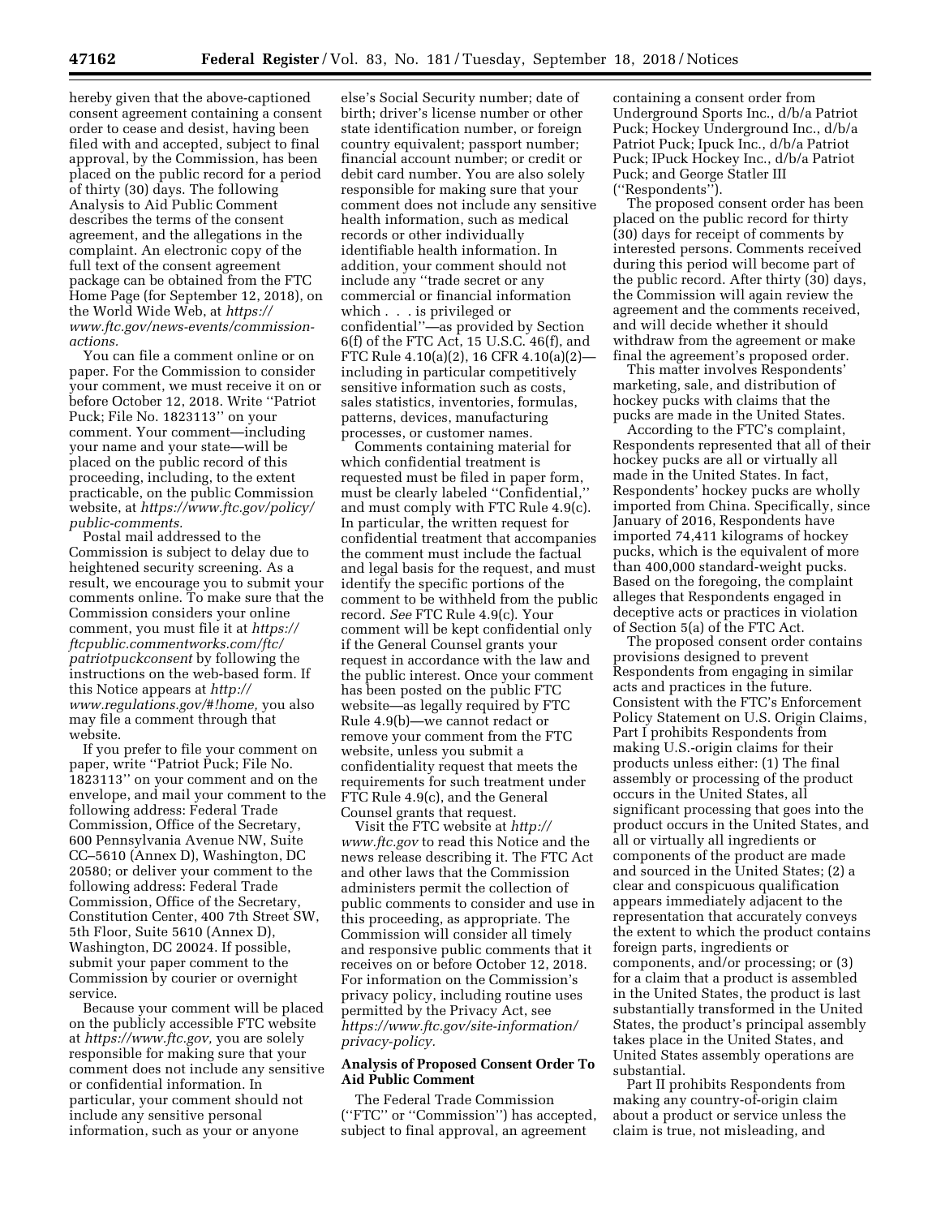hereby given that the above-captioned consent agreement containing a consent order to cease and desist, having been filed with and accepted, subject to final approval, by the Commission, has been placed on the public record for a period of thirty (30) days. The following Analysis to Aid Public Comment describes the terms of the consent agreement, and the allegations in the complaint. An electronic copy of the full text of the consent agreement package can be obtained from the FTC Home Page (for September 12, 2018), on the World Wide Web, at *https://www.ftc.gov/news-events/commission-actions.*

You can file a comment online or on paper. For the Commission to consider your comment, we must receive it on or before October 12, 2018. Write ''Patriot Puck; File No. 1823113'' on your comment. Your comment—including your name and your state—will be placed on the public record of this proceeding, including, to the extent practicable, on the public Commission website, at *https://www.ftc.gov/policy/public-comments.*

Postal mail addressed to the Commission is subject to delay due to heightened security screening. As a result, we encourage you to submit your comments online. To make sure that the Commission considers your online comment, you must file it at *https://ftcpublic.commentworks.com/ftc/patriotpuckconsent* by following the instructions on the web-based form. If this Notice appears at *http://www.regulations.gov/#!home,* you also may file a comment through that website.

If you prefer to file your comment on paper, write ''Patriot Puck; File No. 1823113'' on your comment and on the envelope, and mail your comment to the following address: Federal Trade Commission, Office of the Secretary, 600 Pennsylvania Avenue NW, Suite CC–5610 (Annex D), Washington, DC 20580; or deliver your comment to the following address: Federal Trade Commission, Office of the Secretary, Constitution Center, 400 7th Street SW, 5th Floor, Suite 5610 (Annex D), Washington, DC 20024. If possible, submit your paper comment to the Commission by courier or overnight service.

Because your comment will be placed on the publicly accessible FTC website at *https://www.ftc.gov,* you are solely responsible for making sure that your comment does not include any sensitive or confidential information. In particular, your comment should not include any sensitive personal information, such as your or anyone else's Social Security number; date of birth; driver's license number or other state identification number, or foreign country equivalent; passport number; financial account number; or credit or debit card number. You are also solely responsible for making sure that your comment does not include any sensitive health information, such as medical records or other individually identifiable health information. In addition, your comment should not include any ''trade secret or any commercial or financial information which . . . is privileged or confidential''—as provided by Section 6(f) of the FTC Act, 15 U.S.C. 46(f), and FTC Rule 4.10(a)(2), 16 CFR 4.10(a)(2)—including in particular competitively sensitive information such as costs, sales statistics, inventories, formulas, patterns, devices, manufacturing processes, or customer names.

Comments containing material for which confidential treatment is requested must be filed in paper form, must be clearly labeled ''Confidential,'' and must comply with FTC Rule 4.9(c). In particular, the written request for confidential treatment that accompanies the comment must include the factual and legal basis for the request, and must identify the specific portions of the comment to be withheld from the public record. *See* FTC Rule 4.9(c). Your comment will be kept confidential only if the General Counsel grants your request in accordance with the law and the public interest. Once your comment has been posted on the public FTC website—as legally required by FTC Rule 4.9(b)—we cannot redact or remove your comment from the FTC website, unless you submit a confidentiality request that meets the requirements for such treatment under FTC Rule 4.9(c), and the General Counsel grants that request.

Visit the FTC website at *http://www.ftc.gov* to read this Notice and the news release describing it. The FTC Act and other laws that the Commission administers permit the collection of public comments to consider and use in this proceeding, as appropriate. The Commission will consider all timely and responsive public comments that it receives on or before October 12, 2018. For information on the Commission's privacy policy, including routine uses permitted by the Privacy Act, see *https://www.ftc.gov/site-information/privacy-policy.*

## Analysis of Proposed Consent Order To Aid Public Comment

The Federal Trade Commission (''FTC'' or ''Commission'') has accepted, subject to final approval, an agreement containing a consent order from Underground Sports Inc., d/b/a Patriot Puck; Hockey Underground Inc., d/b/a Patriot Puck; Ipuck Inc., d/b/a Patriot Puck; IPuck Hockey Inc., d/b/a Patriot Puck; and George Statler III (''Respondents'').

The proposed consent order has been placed on the public record for thirty (30) days for receipt of comments by interested persons. Comments received during this period will become part of the public record. After thirty (30) days, the Commission will again review the agreement and the comments received, and will decide whether it should withdraw from the agreement or make final the agreement's proposed order.

This matter involves Respondents' marketing, sale, and distribution of hockey pucks with claims that the pucks are made in the United States.

According to the FTC's complaint, Respondents represented that all of their hockey pucks are all or virtually all made in the United States. In fact, Respondents' hockey pucks are wholly imported from China. Specifically, since January of 2016, Respondents have imported 74,411 kilograms of hockey pucks, which is the equivalent of more than 400,000 standard-weight pucks. Based on the foregoing, the complaint alleges that Respondents engaged in deceptive acts or practices in violation of Section 5(a) of the FTC Act.

The proposed consent order contains provisions designed to prevent Respondents from engaging in similar acts and practices in the future. Consistent with the FTC's Enforcement Policy Statement on U.S. Origin Claims, Part I prohibits Respondents from making U.S.-origin claims for their products unless either: (1) The final assembly or processing of the product occurs in the United States, all significant processing that goes into the product occurs in the United States, and all or virtually all ingredients or components of the product are made and sourced in the United States; (2) a clear and conspicuous qualification appears immediately adjacent to the representation that accurately conveys the extent to which the product contains foreign parts, ingredients or components, and/or processing; or (3) for a claim that a product is assembled in the United States, the product is last substantially transformed in the United States, the product's principal assembly takes place in the United States, and United States assembly operations are substantial.

Part II prohibits Respondents from making any country-of-origin claim about a product or service unless the claim is true, not misleading, and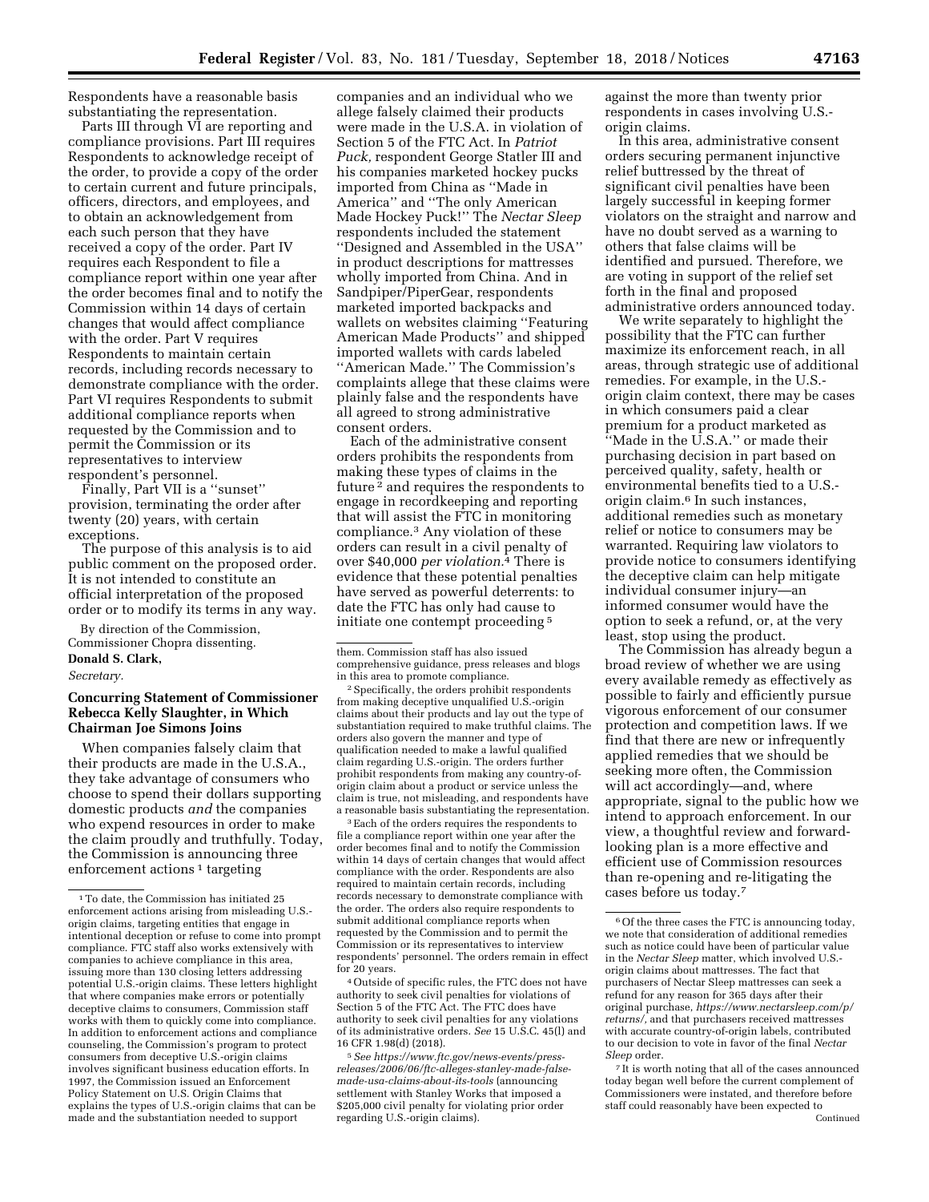Respondents have a reasonable basis substantiating the representation.

Parts III through VI are reporting and compliance provisions. Part III requires Respondents to acknowledge receipt of the order, to provide a copy of the order to certain current and future principals, officers, directors, and employees, and to obtain an acknowledgement from each such person that they have received a copy of the order. Part IV requires each Respondent to file a compliance report within one year after the order becomes final and to notify the Commission within 14 days of certain changes that would affect compliance with the order. Part V requires Respondents to maintain certain records, including records necessary to demonstrate compliance with the order. Part VI requires Respondents to submit additional compliance reports when requested by the Commission and to permit the Commission or its representatives to interview respondent's personnel.

Finally, Part VII is a ''sunset'' provision, terminating the order after twenty (20) years, with certain exceptions.

The purpose of this analysis is to aid public comment on the proposed order. It is not intended to constitute an official interpretation of the proposed order or to modify its terms in any way.

By direction of the Commission, Commissioner Chopra dissenting.

**Donald S. Clark,**

*Secretary.*

## Concurring Statement of Commissioner Rebecca Kelly Slaughter, in Which Chairman Joe Simons Joins

When companies falsely claim that their products are made in the U.S.A., they take advantage of consumers who choose to spend their dollars supporting domestic products *and* the companies who expend resources in order to make the claim proudly and truthfully. Today, the Commission is announcing three enforcement actions [1] targeting companies and an individual who we allege falsely claimed their products were made in the U.S.A. in violation of Section 5 of the FTC Act. In *Patriot Puck,* respondent George Statler III and his companies marketed hockey pucks imported from China as ''Made in America'' and ''The only American Made Hockey Puck!'' The *Nectar Sleep* respondents included the statement ''Designed and Assembled in the USA'' in product descriptions for mattresses wholly imported from China. And in Sandpiper/PiperGear, respondents marketed imported backpacks and wallets on websites claiming ''Featuring American Made Products'' and shipped imported wallets with cards labeled ''American Made.'' The Commission's complaints allege that these claims were plainly false and the respondents have all agreed to strong administrative consent orders.

Each of the administrative consent orders prohibits the respondents from making these types of claims in the future [2] and requires the respondents to engage in recordkeeping and reporting that will assist the FTC in monitoring compliance.[3] Any violation of these orders can result in a civil penalty of over $40,000 *per violation.*[4] There is evidence that these potential penalties have served as powerful deterrents: to date the FTC has only had cause to initiate one contempt proceeding [5] against the more than twenty prior respondents in cases involving U.S.-origin claims.

In this area, administrative consent orders securing permanent injunctive relief buttressed by the threat of significant civil penalties have been largely successful in keeping former violators on the straight and narrow and have no doubt served as a warning to others that false claims will be identified and pursued. Therefore, we are voting in support of the relief set forth in the final and proposed administrative orders announced today.

We write separately to highlight the possibility that the FTC can further maximize its enforcement reach, in all areas, through strategic use of additional remedies. For example, in the U.S.-origin claim context, there may be cases in which consumers paid a clear premium for a product marketed as ''Made in the U.S.A.'' or made their purchasing decision in part based on perceived quality, safety, health or environmental benefits tied to a U.S.-origin claim.[6] In such instances, additional remedies such as monetary relief or notice to consumers may be warranted. Requiring law violators to provide notice to consumers identifying the deceptive claim can help mitigate individual consumer injury—an informed consumer would have the option to seek a refund, or, at the very least, stop using the product.

The Commission has already begun a broad review of whether we are using every available remedy as effectively as possible to fairly and efficiently pursue vigorous enforcement of our consumer protection and competition laws. If we find that there are new or infrequently applied remedies that we should be seeking more often, the Commission will act accordingly—and, where appropriate, signal to the public how we intend to approach enforcement. In our view, a thoughtful review and forward-looking plan is a more effective and efficient use of Commission resources than re-opening and re-litigating the cases before us today.[7]

---

[1] To date, the Commission has initiated 25 enforcement actions arising from misleading U.S.-origin claims, targeting entities that engage in intentional deception or refuse to come into prompt compliance. FTC staff also works extensively with companies to achieve compliance in this area, issuing more than 130 closing letters addressing potential U.S.-origin claims. These letters highlight that where companies make errors or potentially deceptive claims to consumers, Commission staff works with them to quickly come into compliance. In addition to enforcement actions and compliance counseling, the Commission's program to protect consumers from deceptive U.S.-origin claims involves significant business education efforts. In 1997, the Commission issued an Enforcement Policy Statement on U.S. Origin Claims that explains the types of U.S.-origin claims that can be made and the substantiation needed to support them. Commission staff has also issued comprehensive guidance, press releases and blogs in this area to promote compliance.

[2] Specifically, the orders prohibit respondents from making deceptive unqualified U.S.-origin claims about their products and lay out the type of substantiation required to make truthful claims. The orders also govern the manner and type of qualification needed to make a lawful qualified claim regarding U.S.-origin. The orders further prohibit respondents from making any country-of-origin claim about a product or service unless the claim is true, not misleading, and respondents have a reasonable basis substantiating the representation.

[3] Each of the orders requires the respondents to file a compliance report within one year after the order becomes final and to notify the Commission within 14 days of certain changes that would affect compliance with the order. Respondents are also required to maintain certain records, including records necessary to demonstrate compliance with the order. The orders also require respondents to submit additional compliance reports when requested by the Commission and to permit the Commission or its representatives to interview respondents' personnel. The orders remain in effect for 20 years.

[4] Outside of specific rules, the FTC does not have authority to seek civil penalties for violations of Section 5 of the FTC Act. The FTC does have authority to seek civil penalties for any violations of its administrative orders. *See* 15 U.S.C. 45(l) and 16 CFR 1.98(d) (2018).

[5] *See https://www.ftc.gov/news-events/press-releases/2006/06/ftc-alleges-stanley-made-false-made-usa-claims-about-its-tools* (announcing settlement with Stanley Works that imposed a $205,000 civil penalty for violating prior order regarding U.S.-origin claims).

[6] Of the three cases the FTC is announcing today, we note that consideration of additional remedies such as notice could have been of particular value in the *Nectar Sleep* matter, which involved U.S.-origin claims about mattresses. The fact that purchasers of Nectar Sleep mattresses can seek a refund for any reason for 365 days after their original purchase, *https://www.nectarsleep.com/p/returns/,* and that purchasers received mattresses with accurate country-of-origin labels, contributed to our decision to vote in favor of the final *Nectar Sleep* order.

[7] It is worth noting that all of the cases announced today began well before the current complement of Commissioners were instated, and therefore before staff could reasonably have been expected to

Continued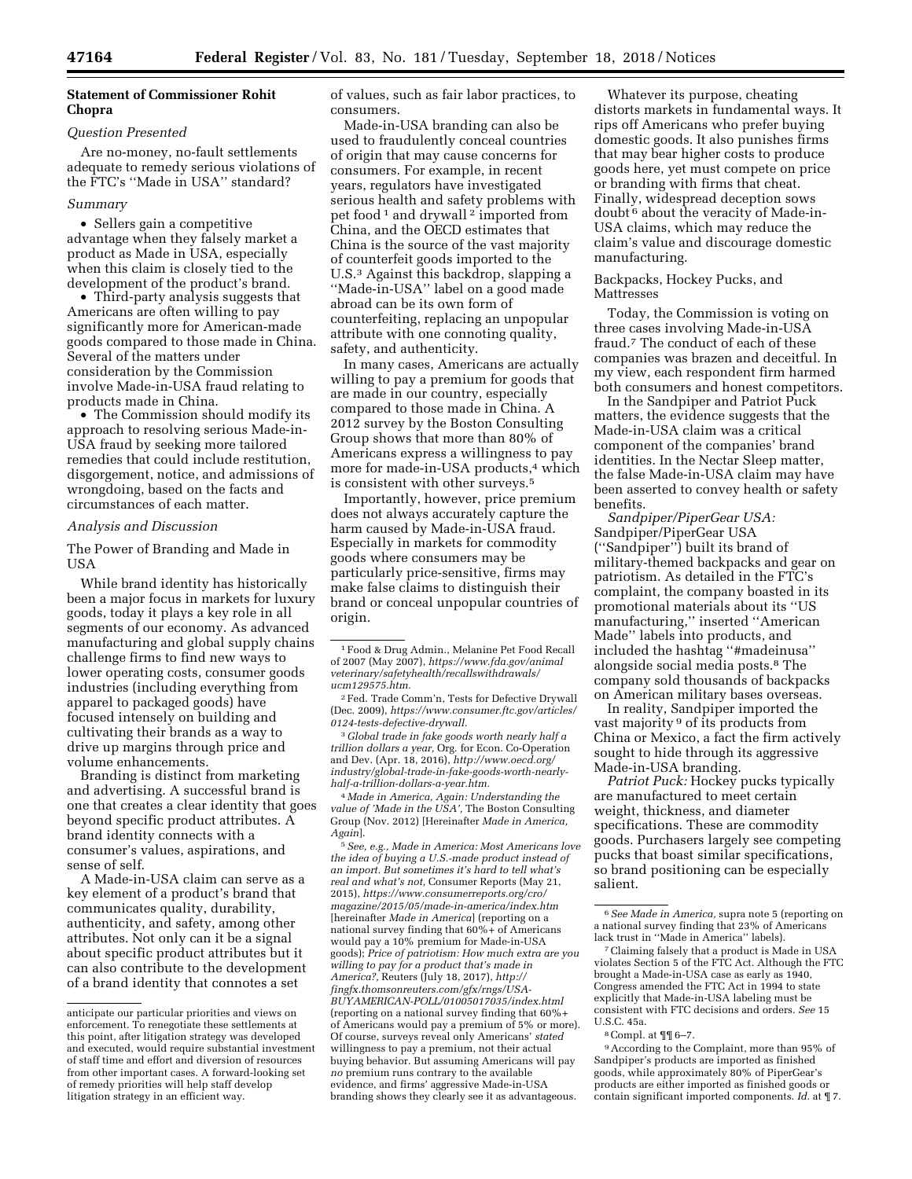## Statement of Commissioner Rohit Chopra

### *Question Presented*

Are no-money, no-fault settlements adequate to remedy serious violations of the FTC's "Made in USA" standard?

### *Summary*

- Sellers gain a competitive advantage when they falsely market a product as Made in USA, especially when this claim is closely tied to the development of the product's brand.
- Third-party analysis suggests that Americans are often willing to pay significantly more for American-made goods compared to those made in China. Several of the matters under consideration by the Commission involve Made-in-USA fraud relating to products made in China.
- The Commission should modify its approach to resolving serious Made-in-USA fraud by seeking more tailored remedies that could include restitution, disgorgement, notice, and admissions of wrongdoing, based on the facts and circumstances of each matter.

### *Analysis and Discussion*

#### The Power of Branding and Made in USA

While brand identity has historically been a major focus in markets for luxury goods, today it plays a key role in all segments of our economy. As advanced manufacturing and global supply chains challenge firms to find new ways to lower operating costs, consumer goods industries (including everything from apparel to packaged goods) have focused intensely on building and cultivating their brands as a way to drive up margins through price and volume enhancements.

Branding is distinct from marketing and advertising. A successful brand is one that creates a clear identity that goes beyond specific product attributes. A brand identity connects with a consumer's values, aspirations, and sense of self.

A Made-in-USA claim can serve as a key element of a product's brand that communicates quality, durability, authenticity, and safety, among other attributes. Not only can it be a signal about specific product attributes but it can also contribute to the development of a brand identity that connotes a set of values, such as fair labor practices, to consumers.

Made-in-USA branding can also be used to fraudulently conceal countries of origin that may cause concerns for consumers. For example, in recent years, regulators have investigated serious health and safety problems with pet food[1] and drywall[2] imported from China, and the OECD estimates that China is the source of the vast majority of counterfeit goods imported to the U.S.[3] Against this backdrop, slapping a "Made-in-USA" label on a good made abroad can be its own form of counterfeiting, replacing an unpopular attribute with one connoting quality, safety, and authenticity.

In many cases, Americans are actually willing to pay a premium for goods that are made in our country, especially compared to those made in China. A 2012 survey by the Boston Consulting Group shows that more than 80% of Americans express a willingness to pay more for made-in-USA products,[4] which is consistent with other surveys.[5]

Importantly, however, price premium does not always accurately capture the harm caused by Made-in-USA fraud. Especially in markets for commodity goods where consumers may be particularly price-sensitive, firms may make false claims to distinguish their brand or conceal unpopular countries of origin.

Whatever its purpose, cheating distorts markets in fundamental ways. It rips off Americans who prefer buying domestic goods. It also punishes firms that may bear higher costs to produce goods here, yet must compete on price or branding with firms that cheat. Finally, widespread deception sows doubt[6] about the veracity of Made-in-USA claims, which may reduce the claim's value and discourage domestic manufacturing.

#### Backpacks, Hockey Pucks, and Mattresses

Today, the Commission is voting on three cases involving Made-in-USA fraud.[7] The conduct of each of these companies was brazen and deceitful. In my view, each respondent firm harmed both consumers and honest competitors.

In the Sandpiper and Patriot Puck matters, the evidence suggests that the Made-in-USA claim was a critical component of the companies' brand identities. In the Nectar Sleep matter, the false Made-in-USA claim may have been asserted to convey health or safety benefits.

*Sandpiper/PiperGear USA:* Sandpiper/PiperGear USA ("Sandpiper") built its brand of military-themed backpacks and gear on patriotism. As detailed in the FTC's complaint, the company boasted in its promotional materials about its "US manufacturing," inserted "American Made" labels into products, and included the hashtag "#madeinusa" alongside social media posts.[8] The company sold thousands of backpacks on American military bases overseas.

In reality, Sandpiper imported the vast majority[9] of its products from China or Mexico, a fact the firm actively sought to hide through its aggressive Made-in-USA branding.

*Patriot Puck:* Hockey pucks typically are manufactured to meet certain weight, thickness, and diameter specifications. These are commodity goods. Purchasers largely see competing pucks that boast similar specifications, so brand positioning can be especially salient.

---

anticipate our particular priorities and views on enforcement. To renegotiate these settlements at this point, after litigation strategy was developed and executed, would require substantial investment of staff time and effort and diversion of resources from other important cases. A forward-looking set of remedy priorities will help staff develop litigation strategy in an efficient way.

[1] Food & Drug Admin., Melanine Pet Food Recall of 2007 (May 2007), *https://www.fda.gov/animalveterinary/safetyhealth/recallswithdrawals/ucm129575.htm.*

[2] Fed. Trade Comm'n, Tests for Defective Drywall (Dec. 2009), *https://www.consumer.ftc.gov/articles/0124-tests-defective-drywall.*

[3] *Global trade in fake goods worth nearly half a trillion dollars a year,* Org. for Econ. Co-Operation and Dev. (Apr. 18, 2016), *http://www.oecd.org/industry/global-trade-in-fake-goods-worth-nearly-half-a-trillion-dollars-a-year.htm.*

[4] *Made in America, Again: Understanding the value of 'Made in the USA',* The Boston Consulting Group (Nov. 2012) [Hereinafter *Made in America, Again*].

[5] *See, e.g., Made in America: Most Americans love the idea of buying a U.S.-made product instead of an import. But sometimes it's hard to tell what's real and what's not,* Consumer Reports (May 21, 2015), *https://www.consumerreports.org/cro/magazine/2015/05/made-in-america/index.htm* [hereinafter *Made in America*] (reporting on a national survey finding that 60%+ of Americans would pay a 10% premium for Made-in-USA goods); *Price of patriotism: How much extra are you willing to pay for a product that's made in America?,* Reuters (July 18, 2017), *http://fingfx.thomsonreuters.com/gfx/rngs/USA-BUYAMERICAN-POLL/01005017035/index.html* (reporting on a national survey finding that 60%+ of Americans would pay a premium of 5% or more). Of course, surveys reveal only Americans' *stated* willingness to pay a premium, not their actual buying behavior. But assuming Americans will pay *no* premium runs contrary to the available evidence, and firms' aggressive Made-in-USA branding shows they clearly see it as advantageous.

[6] *See Made in America,* supra note 5 (reporting on a national survey finding that 23% of Americans lack trust in "Made in America" labels).

[7] Claiming falsely that a product is Made in USA violates Section 5 of the FTC Act. Although the FTC brought a Made-in-USA case as early as 1940, Congress amended the FTC Act in 1994 to state explicitly that Made-in-USA labeling must be consistent with FTC decisions and orders. *See* 15 U.S.C. 45a.

[8] Compl. at ¶¶ 6–7.

[9] According to the Complaint, more than 95% of Sandpiper's products are imported as finished goods, while approximately 80% of PiperGear's products are either imported as finished goods or contain significant imported components. *Id.* at ¶ 7.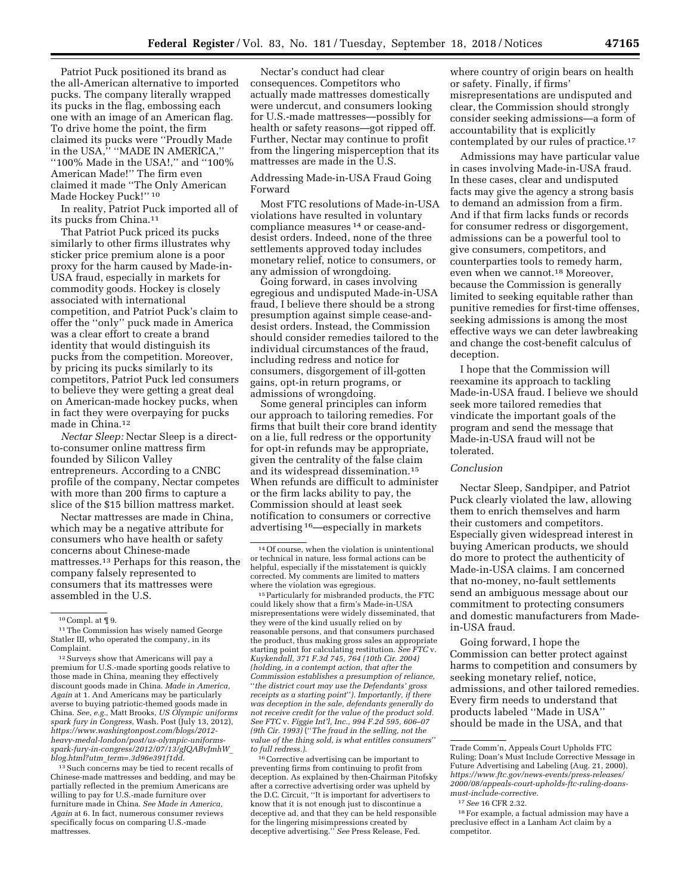Patriot Puck positioned its brand as the all-American alternative to imported pucks. The company literally wrapped its pucks in the flag, embossing each one with an image of an American flag. To drive home the point, the firm claimed its pucks were ''Proudly Made in the USA,'' ''MADE IN AMERICA,'' ''100% Made in the USA!,'' and ''100% American Made!'' The firm even claimed it made ''The Only American Made Hockey Puck!'' [10]

In reality, Patriot Puck imported all of its pucks from China.[11]

That Patriot Puck priced its pucks similarly to other firms illustrates why sticker price premium alone is a poor proxy for the harm caused by Made-in-USA fraud, especially in markets for commodity goods. Hockey is closely associated with international competition, and Patriot Puck's claim to offer the ''only'' puck made in America was a clear effort to create a brand identity that would distinguish its pucks from the competition. Moreover, by pricing its pucks similarly to its competitors, Patriot Puck led consumers to believe they were getting a great deal on American-made hockey pucks, when in fact they were overpaying for pucks made in China.[12]

*Nectar Sleep:* Nectar Sleep is a direct-to-consumer online mattress firm founded by Silicon Valley entrepreneurs. According to a CNBC profile of the company, Nectar competes with more than 200 firms to capture a slice of the $15 billion mattress market.

Nectar mattresses are made in China, which may be a negative attribute for consumers who have health or safety concerns about Chinese-made mattresses.[13] Perhaps for this reason, the company falsely represented to consumers that its mattresses were assembled in the U.S.

Nectar's conduct had clear consequences. Competitors who actually made mattresses domestically were undercut, and consumers looking for U.S.-made mattresses—possibly for health or safety reasons—got ripped off. Further, Nectar may continue to profit from the lingering misperception that its mattresses are made in the U.S.

Addressing Made-in-USA Fraud Going Forward

Most FTC resolutions of Made-in-USA violations have resulted in voluntary compliance measures [14] or cease-and-desist orders. Indeed, none of the three settlements approved today includes monetary relief, notice to consumers, or any admission of wrongdoing.

Going forward, in cases involving egregious and undisputed Made-in-USA fraud, I believe there should be a strong presumption against simple cease-and-desist orders. Instead, the Commission should consider remedies tailored to the individual circumstances of the fraud, including redress and notice for consumers, disgorgement of ill-gotten gains, opt-in return programs, or admissions of wrongdoing.

Some general principles can inform our approach to tailoring remedies. For firms that built their core brand identity on a lie, full redress or the opportunity for opt-in refunds may be appropriate, given the centrality of the false claim and its widespread dissemination.[15] When refunds are difficult to administer or the firm lacks ability to pay, the Commission should at least seek notification to consumers or corrective advertising [16]—especially in markets where country of origin bears on health or safety. Finally, if firms' misrepresentations are undisputed and clear, the Commission should strongly consider seeking admissions—a form of accountability that is explicitly contemplated by our rules of practice.[17]

Admissions may have particular value in cases involving Made-in-USA fraud. In these cases, clear and undisputed facts may give the agency a strong basis to demand an admission from a firm. And if that firm lacks funds or records for consumer redress or disgorgement, admissions can be a powerful tool to give consumers, competitors, and counterparties tools to remedy harm, even when we cannot.[18] Moreover, because the Commission is generally limited to seeking equitable rather than punitive remedies for first-time offenses, seeking admissions is among the most effective ways we can deter lawbreaking and change the cost-benefit calculus of deception.

I hope that the Commission will reexamine its approach to tackling Made-in-USA fraud. I believe we should seek more tailored remedies that vindicate the important goals of the program and send the message that Made-in-USA fraud will not be tolerated.

*Conclusion*

Nectar Sleep, Sandpiper, and Patriot Puck clearly violated the law, allowing them to enrich themselves and harm their customers and competitors. Especially given widespread interest in buying American products, we should do more to protect the authenticity of Made-in-USA claims. I am concerned that no-money, no-fault settlements send an ambiguous message about our commitment to protecting consumers and domestic manufacturers from Made-in-USA fraud.

Going forward, I hope the Commission can better protect against harms to competition and consumers by seeking monetary relief, notice, admissions, and other tailored remedies. Every firm needs to understand that products labeled ''Made in USA'' should be made in the USA, and that

---

[10] Compl. at ¶ 9.

[11] The Commission has wisely named George Statler III, who operated the company, in its Complaint.

[12] Surveys show that Americans will pay a premium for U.S.-made sporting goods relative to those made in China, meaning they effectively discount goods made in China. *Made in America, Again* at 1. And Americans may be particularly averse to buying patriotic-themed goods made in China. *See, e.g.,* Matt Brooks, *US Olympic uniforms spark fury in Congress,* Wash. Post (July 13, 2012), *https://www.washingtonpost.com/blogs/2012-heavy-medal-london/post/us-olympic-uniforms-spark-fury-in-congress/2012/07/13/gJQABvJmhW_blog.html?utm_term=.3d96e391f1dd.*

[13] Such concerns may be tied to recent recalls of Chinese-made mattresses and bedding, and may be partially reflected in the premium Americans are willing to pay for U.S.-made furniture over furniture made in China. *See Made in America, Again* at 6. In fact, numerous consumer reviews specifically focus on comparing U.S.-made mattresses.

[14] Of course, when the violation is unintentional or technical in nature, less formal actions can be helpful, especially if the misstatement is quickly corrected. My comments are limited to matters where the violation was egregious.

[15] Particularly for misbranded products, the FTC could likely show that a firm's Made-in-USA misrepresentations were widely disseminated, that they were of the kind usually relied on by reasonable persons, and that consumers purchased the product, thus making gross sales an appropriate starting point for calculating restitution. *See FTC* v. *Kuykendall, 371 F.3d 745, 764 (10th Cir. 2004) (holding, in a contempt action, that after the Commission establishes a presumption of reliance, ''the district court may use the Defendants' gross receipts as a starting point''). Importantly, if there was deception in the sale, defendants generally do not receive credit for the value of the product sold. See FTC* v. *Figgie Int'l, Inc., 994 F.2d 595, 606–07 (9th Cir. 1993)* (''*The fraud in the selling, not the value of the thing sold, is what entitles consumers*'' *to full redress.).*

[16] Corrective advertising can be important to preventing firms from continuing to profit from deception. As explained by then-Chairman Pitofsky after a corrective advertising order was upheld by the D.C. Circuit, ''It is important for advertisers to know that it is not enough just to discontinue a deceptive ad, and that they can be held responsible for the lingering misimpressions created by deceptive advertising.'' *See* Press Release, Fed. Trade Comm'n, Appeals Court Upholds FTC Ruling; Doan's Must Include Corrective Message in Future Advertising and Labeling (Aug. 21, 2000), *https://www.ftc.gov/news-events/press-releases/2000/08/appeals-court-upholds-ftc-ruling-doans-must-include-corrective.*

[17] *See* 16 CFR 2.32.

[18] For example, a factual admission may have a preclusive effect in a Lanham Act claim by a competitor.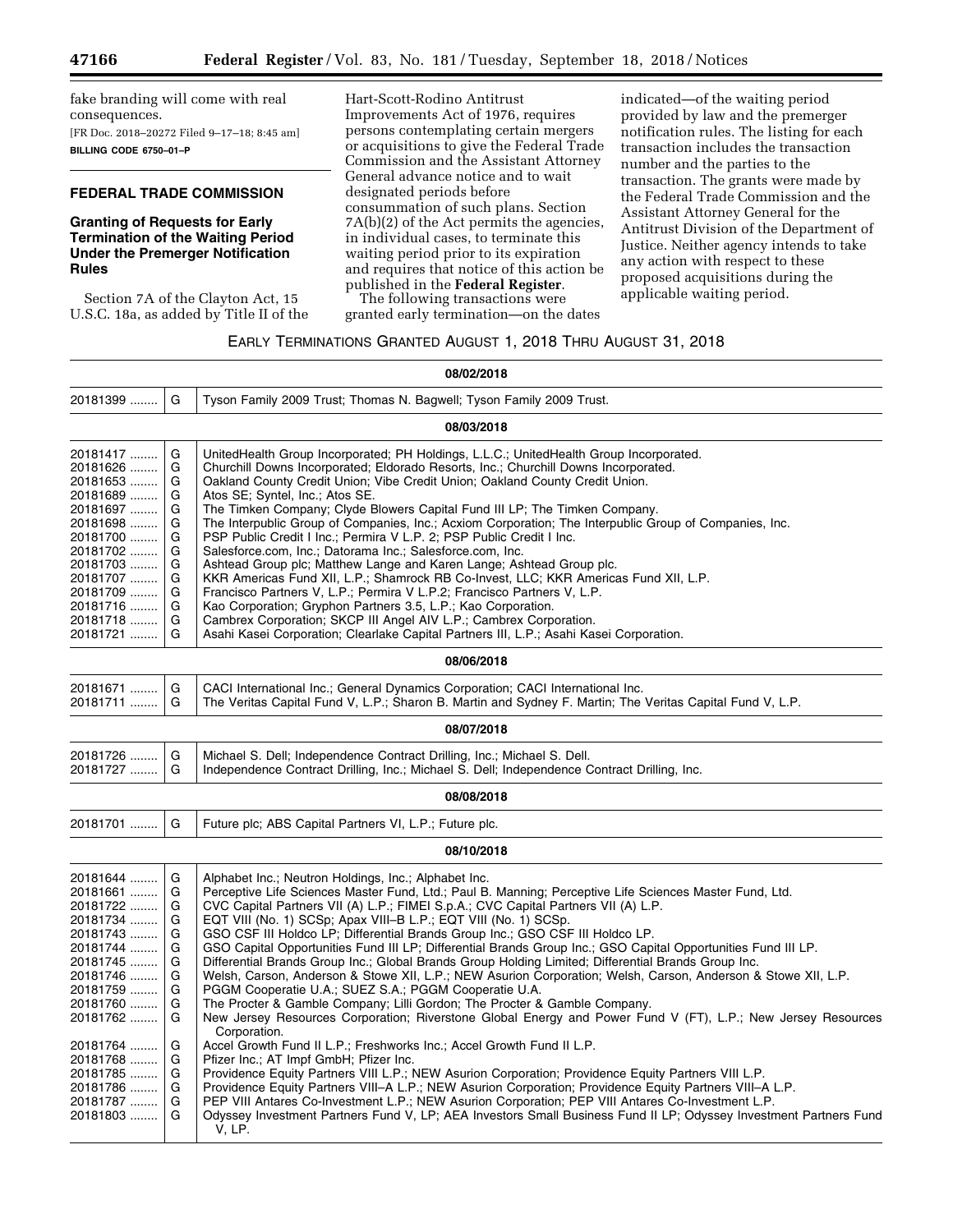fake branding will come with real consequences.

[FR Doc. 2018–20272 Filed 9–17–18; 8:45 am]

**BILLING CODE 6750–01–P**

## FEDERAL TRADE COMMISSION

### Granting of Requests for Early Termination of the Waiting Period Under the Premerger Notification Rules

Section 7A of the Clayton Act, 15 U.S.C. 18a, as added by Title II of the Hart-Scott-Rodino Antitrust Improvements Act of 1976, requires persons contemplating certain mergers or acquisitions to give the Federal Trade Commission and the Assistant Attorney General advance notice and to wait designated periods before consummation of such plans. Section 7A(b)(2) of the Act permits the agencies, in individual cases, to terminate this waiting period prior to its expiration and requires that notice of this action be published in the **Federal Register**.

The following transactions were granted early termination—on the dates indicated—of the waiting period provided by law and the premerger notification rules. The listing for each transaction includes the transaction number and the parties to the transaction. The grants were made by the Federal Trade Commission and the Assistant Attorney General for the Antitrust Division of the Department of Justice. Neither agency intends to take any action with respect to these proposed acquisitions during the applicable waiting period.

EARLY TERMINATIONS GRANTED AUGUST 1, 2018 THRU AUGUST 31, 2018

| | | |
|---|---|---|
| **08/02/2018** | | |
| 20181399 | G | Tyson Family 2009 Trust; Thomas N. Bagwell; Tyson Family 2009 Trust. |
| **08/03/2018** | | |
| 20181417 | G | UnitedHealth Group Incorporated; PH Holdings, L.L.C.; UnitedHealth Group Incorporated. |
| 20181626 | G | Churchill Downs Incorporated; Eldorado Resorts, Inc.; Churchill Downs Incorporated. |
| 20181653 | G | Oakland County Credit Union; Vibe Credit Union; Oakland County Credit Union. |
| 20181689 | G | Atos SE; Syntel, Inc.; Atos SE. |
| 20181697 | G | The Timken Company; Clyde Blowers Capital Fund III LP; The Timken Company. |
| 20181698 | G | The Interpublic Group of Companies, Inc.; Acxiom Corporation; The Interpublic Group of Companies, Inc. |
| 20181700 | G | PSP Public Credit I Inc.; Permira V L.P. 2; PSP Public Credit I Inc. |
| 20181702 | G | Salesforce.com, Inc.; Datorama Inc.; Salesforce.com, Inc. |
| 20181703 | G | Ashtead Group plc; Matthew Lange and Karen Lange; Ashtead Group plc. |
| 20181707 | G | KKR Americas Fund XII, L.P.; Shamrock RB Co-Invest, LLC; KKR Americas Fund XII, L.P. |
| 20181709 | G | Francisco Partners V, L.P.; Permira V L.P.2; Francisco Partners V, L.P. |
| 20181716 | G | Kao Corporation; Gryphon Partners 3.5, L.P.; Kao Corporation. |
| 20181718 | G | Cambrex Corporation; SKCP III Angel AIV L.P.; Cambrex Corporation. |
| 20181721 | G | Asahi Kasei Corporation; Clearlake Capital Partners III, L.P.; Asahi Kasei Corporation. |
| **08/06/2018** | | |
| 20181671 | G | CACI International Inc.; General Dynamics Corporation; CACI International Inc. |
| 20181711 | G | The Veritas Capital Fund V, L.P.; Sharon B. Martin and Sydney F. Martin; The Veritas Capital Fund V, L.P. |
| **08/07/2018** | | |
| 20181726 | G | Michael S. Dell; Independence Contract Drilling, Inc.; Michael S. Dell. |
| 20181727 | G | Independence Contract Drilling, Inc.; Michael S. Dell; Independence Contract Drilling, Inc. |
| **08/08/2018** | | |
| 20181701 | G | Future plc; ABS Capital Partners VI, L.P.; Future plc. |
| **08/10/2018** | | |
| 20181644 | G | Alphabet Inc.; Neutron Holdings, Inc.; Alphabet Inc. |
| 20181661 | G | Perceptive Life Sciences Master Fund, Ltd.; Paul B. Manning; Perceptive Life Sciences Master Fund, Ltd. |
| 20181722 | G | CVC Capital Partners VII (A) L.P.; FIMEI S.p.A.; CVC Capital Partners VII (A) L.P. |
| 20181734 | G | EQT VIII (No. 1) SCSp; Apax VIII–B L.P.; EQT VIII (No. 1) SCSp. |
| 20181743 | G | GSO CSF III Holdco LP; Differential Brands Group Inc.; GSO CSF III Holdco LP. |
| 20181744 | G | GSO Capital Opportunities Fund III LP; Differential Brands Group Inc.; GSO Capital Opportunities Fund III LP. |
| 20181745 | G | Differential Brands Group Inc.; Global Brands Group Holding Limited; Differential Brands Group Inc. |
| 20181746 | G | Welsh, Carson, Anderson & Stowe XII, L.P.; NEW Asurion Corporation; Welsh, Carson, Anderson & Stowe XII, L.P. |
| 20181759 | G | PGGM Cooperatie U.A.; SUEZ S.A.; PGGM Cooperatie U.A. |
| 20181760 | G | The Procter & Gamble Company; Lilli Gordon; The Procter & Gamble Company. |
| 20181762 | G | New Jersey Resources Corporation; Riverstone Global Energy and Power Fund V (FT), L.P.; New Jersey Resources Corporation. |
| 20181764 | G | Accel Growth Fund II L.P.; Freshworks Inc.; Accel Growth Fund II L.P. |
| 20181768 | G | Pfizer Inc.; AT Impf GmbH; Pfizer Inc. |
| 20181785 | G | Providence Equity Partners VIII L.P.; NEW Asurion Corporation; Providence Equity Partners VIII L.P. |
| 20181786 | G | Providence Equity Partners VIII–A L.P.; NEW Asurion Corporation; Providence Equity Partners VIII–A L.P. |
| 20181787 | G | PEP VIII Antares Co-Investment L.P.; NEW Asurion Corporation; PEP VIII Antares Co-Investment L.P. |
| 20181803 | G | Odyssey Investment Partners Fund V, LP; AEA Investors Small Business Fund II LP; Odyssey Investment Partners Fund V, LP. |